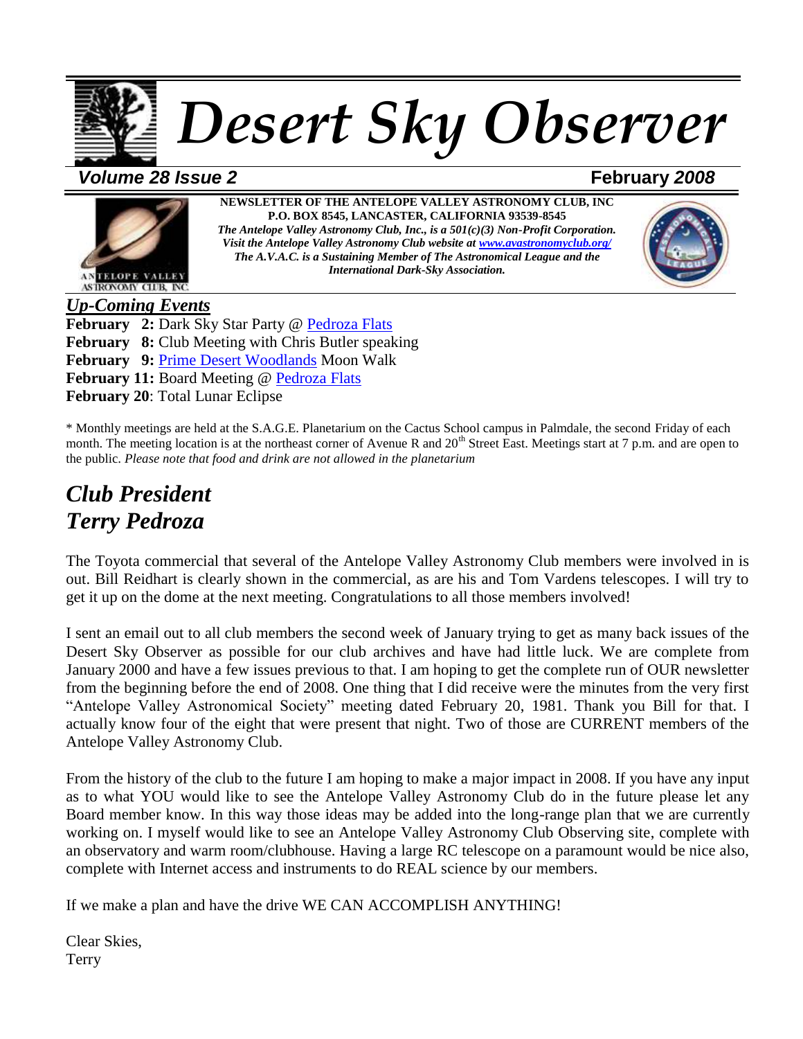# Desert Sky Observer

***Volume 28 Issue 2*** **February *2008***

**NEWSLETTER OF THE ANTELOPE VALLEY ASTRONOMY CLUB, INC**
**P.O. BOX 8545, LANCASTER, CALIFORNIA 93539-8545**
***The Antelope Valley Astronomy Club, Inc., is a 501(c)(3) Non-Profit Corporation.***
***Visit the Antelope Valley Astronomy Club website at www.avastronomyclub.org/***
***The A.V.A.C. is a Sustaining Member of The Astronomical League and the International Dark-Sky Association.***

## *Up-Coming Events*

**February 2:** Dark Sky Star Party @ Pedroza Flats
**February 8:** Club Meeting with Chris Butler speaking
**February 9:** Prime Desert Woodlands Moon Walk
**February 11:** Board Meeting @ Pedroza Flats
**February 20**: Total Lunar Eclipse

* Monthly meetings are held at the S.A.G.E. Planetarium on the Cactus School campus in Palmdale, the second Friday of each month. The meeting location is at the northeast corner of Avenue R and 20th Street East. Meetings start at 7 p.m. and are open to the public. *Please note that food and drink are not allowed in the planetarium*

## *Club President Terry Pedroza*

The Toyota commercial that several of the Antelope Valley Astronomy Club members were involved in is out. Bill Reidhart is clearly shown in the commercial, as are his and Tom Vardens telescopes. I will try to get it up on the dome at the next meeting. Congratulations to all those members involved!

I sent an email out to all club members the second week of January trying to get as many back issues of the Desert Sky Observer as possible for our club archives and have had little luck. We are complete from January 2000 and have a few issues previous to that. I am hoping to get the complete run of OUR newsletter from the beginning before the end of 2008. One thing that I did receive were the minutes from the very first "Antelope Valley Astronomical Society" meeting dated February 20, 1981. Thank you Bill for that. I actually know four of the eight that were present that night. Two of those are CURRENT members of the Antelope Valley Astronomy Club.

From the history of the club to the future I am hoping to make a major impact in 2008. If you have any input as to what YOU would like to see the Antelope Valley Astronomy Club do in the future please let any Board member know. In this way those ideas may be added into the long-range plan that we are currently working on. I myself would like to see an Antelope Valley Astronomy Club Observing site, complete with an observatory and warm room/clubhouse. Having a large RC telescope on a paramount would be nice also, complete with Internet access and instruments to do REAL science by our members.

If we make a plan and have the drive WE CAN ACCOMPLISH ANYTHING!

Clear Skies,
Terry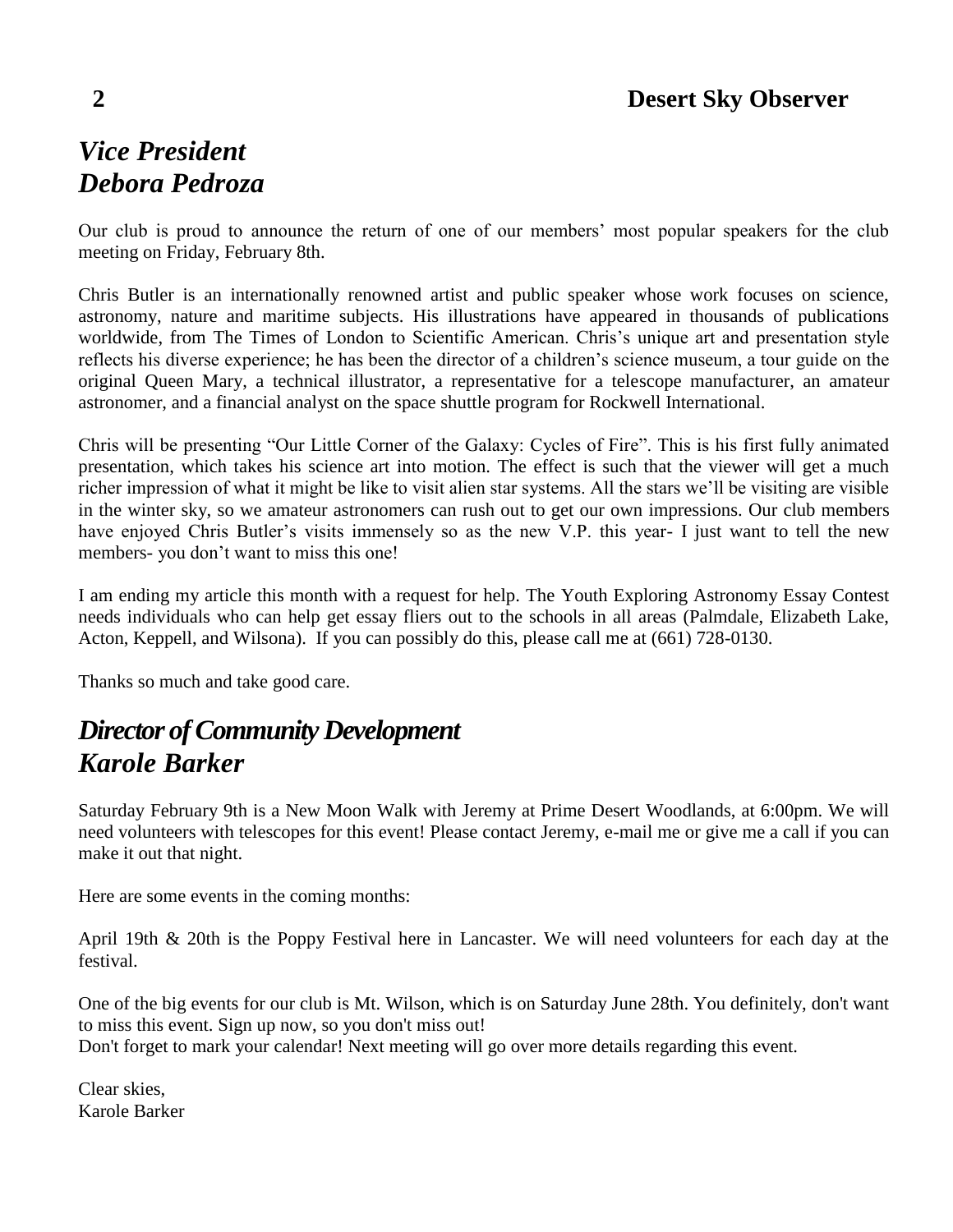## *Vice President*
## *Debora Pedroza*

Our club is proud to announce the return of one of our members' most popular speakers for the club meeting on Friday, February 8th.

Chris Butler is an internationally renowned artist and public speaker whose work focuses on science, astronomy, nature and maritime subjects. His illustrations have appeared in thousands of publications worldwide, from The Times of London to Scientific American. Chris's unique art and presentation style reflects his diverse experience; he has been the director of a children's science museum, a tour guide on the original Queen Mary, a technical illustrator, a representative for a telescope manufacturer, an amateur astronomer, and a financial analyst on the space shuttle program for Rockwell International.

Chris will be presenting "Our Little Corner of the Galaxy: Cycles of Fire". This is his first fully animated presentation, which takes his science art into motion. The effect is such that the viewer will get a much richer impression of what it might be like to visit alien star systems. All the stars we'll be visiting are visible in the winter sky, so we amateur astronomers can rush out to get our own impressions. Our club members have enjoyed Chris Butler's visits immensely so as the new V.P. this year- I just want to tell the new members- you don't want to miss this one!

I am ending my article this month with a request for help. The Youth Exploring Astronomy Essay Contest needs individuals who can help get essay fliers out to the schools in all areas (Palmdale, Elizabeth Lake, Acton, Keppell, and Wilsona). If you can possibly do this, please call me at (661) 728-0130.

Thanks so much and take good care.

## *Director of Community Development*
## *Karole Barker*

Saturday February 9th is a New Moon Walk with Jeremy at Prime Desert Woodlands, at 6:00pm. We will need volunteers with telescopes for this event! Please contact Jeremy, e-mail me or give me a call if you can make it out that night.

Here are some events in the coming months:

April 19th & 20th is the Poppy Festival here in Lancaster. We will need volunteers for each day at the festival.

One of the big events for our club is Mt. Wilson, which is on Saturday June 28th. You definitely, don't want to miss this event. Sign up now, so you don't miss out!
Don't forget to mark your calendar! Next meeting will go over more details regarding this event.

Clear skies,
Karole Barker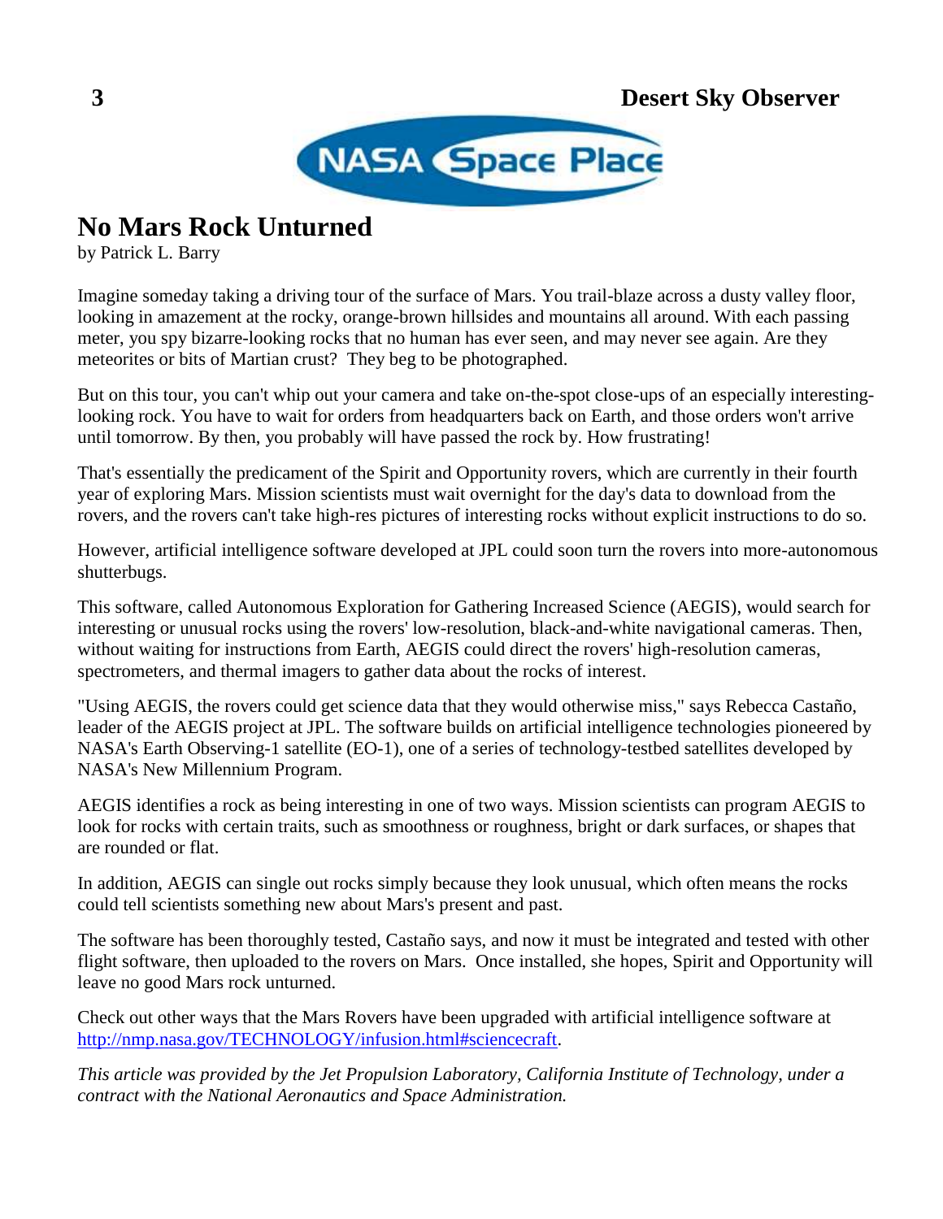# No Mars Rock Unturned

by Patrick L. Barry

Imagine someday taking a driving tour of the surface of Mars. You trail-blaze across a dusty valley floor, looking in amazement at the rocky, orange-brown hillsides and mountains all around. With each passing meter, you spy bizarre-looking rocks that no human has ever seen, and may never see again. Are they meteorites or bits of Martian crust? They beg to be photographed.

But on this tour, you can't whip out your camera and take on-the-spot close-ups of an especially interesting-looking rock. You have to wait for orders from headquarters back on Earth, and those orders won't arrive until tomorrow. By then, you probably will have passed the rock by. How frustrating!

That's essentially the predicament of the Spirit and Opportunity rovers, which are currently in their fourth year of exploring Mars. Mission scientists must wait overnight for the day's data to download from the rovers, and the rovers can't take high-res pictures of interesting rocks without explicit instructions to do so.

However, artificial intelligence software developed at JPL could soon turn the rovers into more-autonomous shutterbugs.

This software, called Autonomous Exploration for Gathering Increased Science (AEGIS), would search for interesting or unusual rocks using the rovers' low-resolution, black-and-white navigational cameras. Then, without waiting for instructions from Earth, AEGIS could direct the rovers' high-resolution cameras, spectrometers, and thermal imagers to gather data about the rocks of interest.

"Using AEGIS, the rovers could get science data that they would otherwise miss," says Rebecca Castaño, leader of the AEGIS project at JPL. The software builds on artificial intelligence technologies pioneered by NASA's Earth Observing-1 satellite (EO-1), one of a series of technology-testbed satellites developed by NASA's New Millennium Program.

AEGIS identifies a rock as being interesting in one of two ways. Mission scientists can program AEGIS to look for rocks with certain traits, such as smoothness or roughness, bright or dark surfaces, or shapes that are rounded or flat.

In addition, AEGIS can single out rocks simply because they look unusual, which often means the rocks could tell scientists something new about Mars's present and past.

The software has been thoroughly tested, Castaño says, and now it must be integrated and tested with other flight software, then uploaded to the rovers on Mars. Once installed, she hopes, Spirit and Opportunity will leave no good Mars rock unturned.

Check out other ways that the Mars Rovers have been upgraded with artificial intelligence software at http://nmp.nasa.gov/TECHNOLOGY/infusion.html#sciencecraft.

*This article was provided by the Jet Propulsion Laboratory, California Institute of Technology, under a contract with the National Aeronautics and Space Administration.*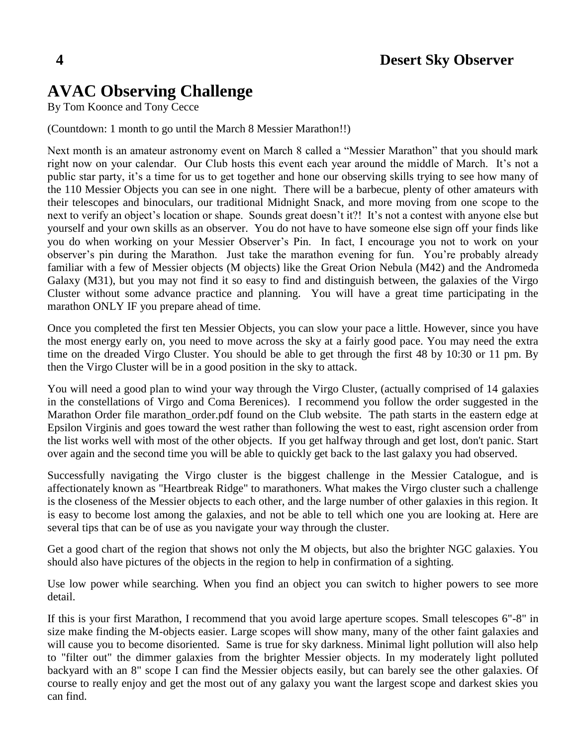# AVAC Observing Challenge

By Tom Koonce and Tony Cecce

(Countdown: 1 month to go until the March 8 Messier Marathon!!)

Next month is an amateur astronomy event on March 8 called a "Messier Marathon" that you should mark right now on your calendar. Our Club hosts this event each year around the middle of March. It's not a public star party, it's a time for us to get together and hone our observing skills trying to see how many of the 110 Messier Objects you can see in one night. There will be a barbecue, plenty of other amateurs with their telescopes and binoculars, our traditional Midnight Snack, and more moving from one scope to the next to verify an object's location or shape. Sounds great doesn't it?! It's not a contest with anyone else but yourself and your own skills as an observer. You do not have to have someone else sign off your finds like you do when working on your Messier Observer's Pin. In fact, I encourage you not to work on your observer's pin during the Marathon. Just take the marathon evening for fun. You're probably already familiar with a few of Messier objects (M objects) like the Great Orion Nebula (M42) and the Andromeda Galaxy (M31), but you may not find it so easy to find and distinguish between, the galaxies of the Virgo Cluster without some advance practice and planning. You will have a great time participating in the marathon ONLY IF you prepare ahead of time.

Once you completed the first ten Messier Objects, you can slow your pace a little. However, since you have the most energy early on, you need to move across the sky at a fairly good pace. You may need the extra time on the dreaded Virgo Cluster. You should be able to get through the first 48 by 10:30 or 11 pm. By then the Virgo Cluster will be in a good position in the sky to attack.

You will need a good plan to wind your way through the Virgo Cluster, (actually comprised of 14 galaxies in the constellations of Virgo and Coma Berenices). I recommend you follow the order suggested in the Marathon Order file marathon_order.pdf found on the Club website. The path starts in the eastern edge at Epsilon Virginis and goes toward the west rather than following the west to east, right ascension order from the list works well with most of the other objects. If you get halfway through and get lost, don't panic. Start over again and the second time you will be able to quickly get back to the last galaxy you had observed.

Successfully navigating the Virgo cluster is the biggest challenge in the Messier Catalogue, and is affectionately known as "Heartbreak Ridge" to marathoners. What makes the Virgo cluster such a challenge is the closeness of the Messier objects to each other, and the large number of other galaxies in this region. It is easy to become lost among the galaxies, and not be able to tell which one you are looking at. Here are several tips that can be of use as you navigate your way through the cluster.

Get a good chart of the region that shows not only the M objects, but also the brighter NGC galaxies. You should also have pictures of the objects in the region to help in confirmation of a sighting.

Use low power while searching. When you find an object you can switch to higher powers to see more detail.

If this is your first Marathon, I recommend that you avoid large aperture scopes. Small telescopes 6"-8" in size make finding the M-objects easier. Large scopes will show many, many of the other faint galaxies and will cause you to become disoriented. Same is true for sky darkness. Minimal light pollution will also help to "filter out" the dimmer galaxies from the brighter Messier objects. In my moderately light polluted backyard with an 8" scope I can find the Messier objects easily, but can barely see the other galaxies. Of course to really enjoy and get the most out of any galaxy you want the largest scope and darkest skies you can find.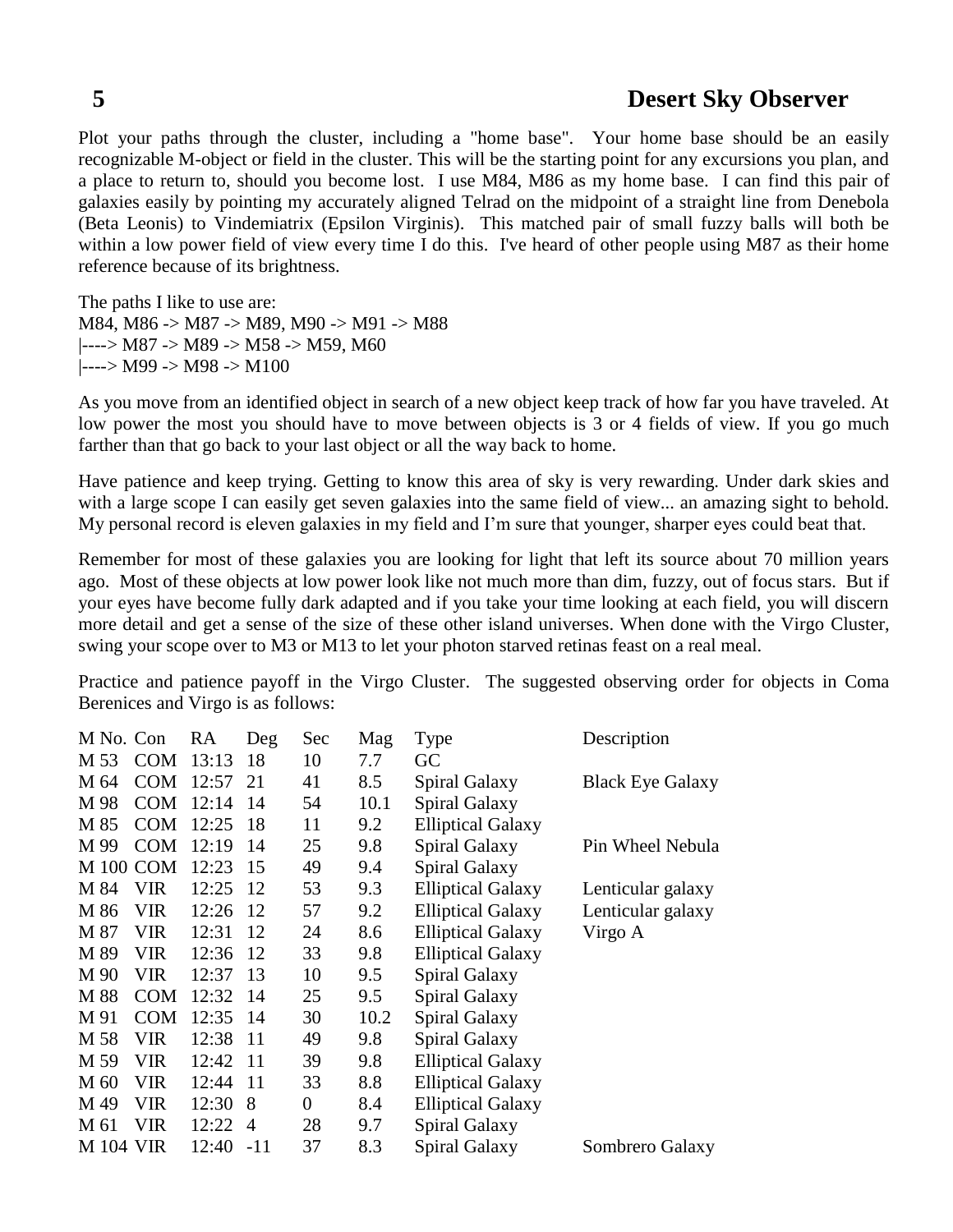Plot your paths through the cluster, including a "home base". Your home base should be an easily recognizable M-object or field in the cluster. This will be the starting point for any excursions you plan, and a place to return to, should you become lost. I use M84, M86 as my home base. I can find this pair of galaxies easily by pointing my accurately aligned Telrad on the midpoint of a straight line from Denebola (Beta Leonis) to Vindemiatrix (Epsilon Virginis). This matched pair of small fuzzy balls will both be within a low power field of view every time I do this. I've heard of other people using M87 as their home reference because of its brightness.

The paths I like to use are:
M84, M86 -> M87 -> M89, M90 -> M91 -> M88
|----> M87 -> M89 -> M58 -> M59, M60
|----> M99 -> M98 -> M100

As you move from an identified object in search of a new object keep track of how far you have traveled. At low power the most you should have to move between objects is 3 or 4 fields of view. If you go much farther than that go back to your last object or all the way back to home.

Have patience and keep trying. Getting to know this area of sky is very rewarding. Under dark skies and with a large scope I can easily get seven galaxies into the same field of view... an amazing sight to behold. My personal record is eleven galaxies in my field and I'm sure that younger, sharper eyes could beat that.

Remember for most of these galaxies you are looking for light that left its source about 70 million years ago. Most of these objects at low power look like not much more than dim, fuzzy, out of focus stars. But if your eyes have become fully dark adapted and if you take your time looking at each field, you will discern more detail and get a sense of the size of these other island universes. When done with the Virgo Cluster, swing your scope over to M3 or M13 to let your photon starved retinas feast on a real meal.

Practice and patience payoff in the Virgo Cluster. The suggested observing order for objects in Coma Berenices and Virgo is as follows:

| M No. | Con | RA | Deg | Sec | Mag | Type | Description |
|---|---|---|---|---|---|---|---|
| M 53 | COM | 13:13 | 18 | 10 | 7.7 | GC | |
| M 64 | COM | 12:57 | 21 | 41 | 8.5 | Spiral Galaxy | Black Eye Galaxy |
| M 98 | COM | 12:14 | 14 | 54 | 10.1 | Spiral Galaxy | |
| M 85 | COM | 12:25 | 18 | 11 | 9.2 | Elliptical Galaxy | |
| M 99 | COM | 12:19 | 14 | 25 | 9.8 | Spiral Galaxy | Pin Wheel Nebula |
| M 100 | COM | 12:23 | 15 | 49 | 9.4 | Spiral Galaxy | |
| M 84 | VIR | 12:25 | 12 | 53 | 9.3 | Elliptical Galaxy | Lenticular galaxy |
| M 86 | VIR | 12:26 | 12 | 57 | 9.2 | Elliptical Galaxy | Lenticular galaxy |
| M 87 | VIR | 12:31 | 12 | 24 | 8.6 | Elliptical Galaxy | Virgo A |
| M 89 | VIR | 12:36 | 12 | 33 | 9.8 | Elliptical Galaxy | |
| M 90 | VIR | 12:37 | 13 | 10 | 9.5 | Spiral Galaxy | |
| M 88 | COM | 12:32 | 14 | 25 | 9.5 | Spiral Galaxy | |
| M 91 | COM | 12:35 | 14 | 30 | 10.2 | Spiral Galaxy | |
| M 58 | VIR | 12:38 | 11 | 49 | 9.8 | Spiral Galaxy | |
| M 59 | VIR | 12:42 | 11 | 39 | 9.8 | Elliptical Galaxy | |
| M 60 | VIR | 12:44 | 11 | 33 | 8.8 | Elliptical Galaxy | |
| M 49 | VIR | 12:30 | 8 | 0 | 8.4 | Elliptical Galaxy | |
| M 61 | VIR | 12:22 | 4 | 28 | 9.7 | Spiral Galaxy | |
| M 104 | VIR | 12:40 | -11 | 37 | 8.3 | Spiral Galaxy | Sombrero Galaxy |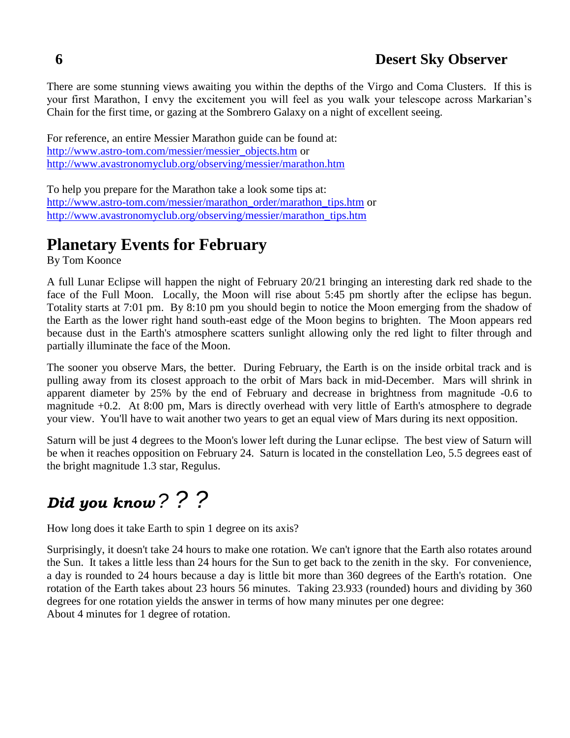There are some stunning views awaiting you within the depths of the Virgo and Coma Clusters. If this is your first Marathon, I envy the excitement you will feel as you walk your telescope across Markarian's Chain for the first time, or gazing at the Sombrero Galaxy on a night of excellent seeing.

For reference, an entire Messier Marathon guide can be found at:
http://www.astro-tom.com/messier/messier_objects.htm or
http://www.avastronomyclub.org/observing/messier/marathon.htm

To help you prepare for the Marathon take a look some tips at:
http://www.astro-tom.com/messier/marathon_order/marathon_tips.htm or
http://www.avastronomyclub.org/observing/messier/marathon_tips.htm

## Planetary Events for February

By Tom Koonce

A full Lunar Eclipse will happen the night of February 20/21 bringing an interesting dark red shade to the face of the Full Moon. Locally, the Moon will rise about 5:45 pm shortly after the eclipse has begun. Totality starts at 7:01 pm. By 8:10 pm you should begin to notice the Moon emerging from the shadow of the Earth as the lower right hand south-east edge of the Moon begins to brighten. The Moon appears red because dust in the Earth's atmosphere scatters sunlight allowing only the red light to filter through and partially illuminate the face of the Moon.

The sooner you observe Mars, the better. During February, the Earth is on the inside orbital track and is pulling away from its closest approach to the orbit of Mars back in mid-December. Mars will shrink in apparent diameter by 25% by the end of February and decrease in brightness from magnitude -0.6 to magnitude +0.2. At 8:00 pm, Mars is directly overhead with very little of Earth's atmosphere to degrade your view. You'll have to wait another two years to get an equal view of Mars during its next opposition.

Saturn will be just 4 degrees to the Moon's lower left during the Lunar eclipse. The best view of Saturn will be when it reaches opposition on February 24. Saturn is located in the constellation Leo, 5.5 degrees east of the bright magnitude 1.3 star, Regulus.

## *Did you know???*

How long does it take Earth to spin 1 degree on its axis?

Surprisingly, it doesn't take 24 hours to make one rotation. We can't ignore that the Earth also rotates around the Sun. It takes a little less than 24 hours for the Sun to get back to the zenith in the sky. For convenience, a day is rounded to 24 hours because a day is little bit more than 360 degrees of the Earth's rotation. One rotation of the Earth takes about 23 hours 56 minutes. Taking 23.933 (rounded) hours and dividing by 360 degrees for one rotation yields the answer in terms of how many minutes per one degree:
About 4 minutes for 1 degree of rotation.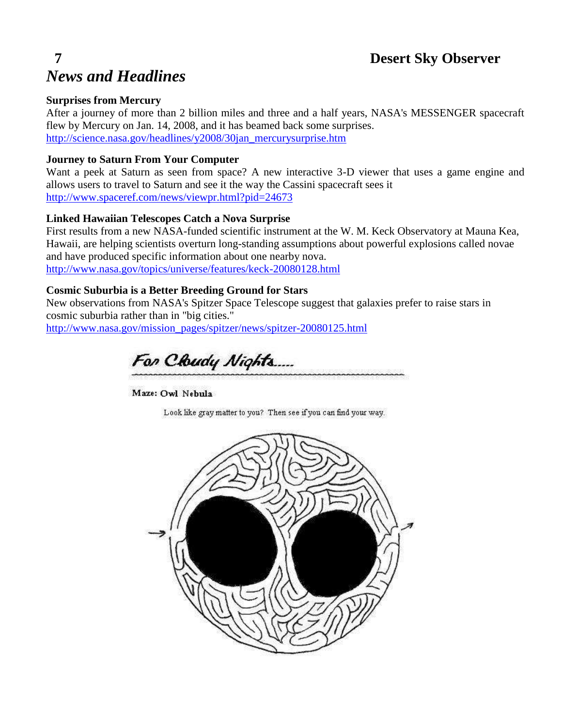# *News and Headlines*

**Surprises from Mercury**

After a journey of more than 2 billion miles and three and a half years, NASA's MESSENGER spacecraft flew by Mercury on Jan. 14, 2008, and it has beamed back some surprises.
http://science.nasa.gov/headlines/y2008/30jan_mercurysurprise.htm

**Journey to Saturn From Your Computer**

Want a peek at Saturn as seen from space? A new interactive 3-D viewer that uses a game engine and allows users to travel to Saturn and see it the way the Cassini spacecraft sees it
http://www.spaceref.com/news/viewpr.html?pid=24673

**Linked Hawaiian Telescopes Catch a Nova Surprise**

First results from a new NASA-funded scientific instrument at the W. M. Keck Observatory at Mauna Kea, Hawaii, are helping scientists overturn long-standing assumptions about powerful explosions called novae and have produced specific information about one nearby nova.
http://www.nasa.gov/topics/universe/features/keck-20080128.html

**Cosmic Suburbia is a Better Breeding Ground for Stars**

New observations from NASA's Spitzer Space Telescope suggest that galaxies prefer to raise stars in cosmic suburbia rather than in "big cities."
http://www.nasa.gov/mission_pages/spitzer/news/spitzer-20080125.html

## For Cloudy Nights.....

**Maze: Owl Nebula**

Look like gray matter to you? Then see if you can find your way.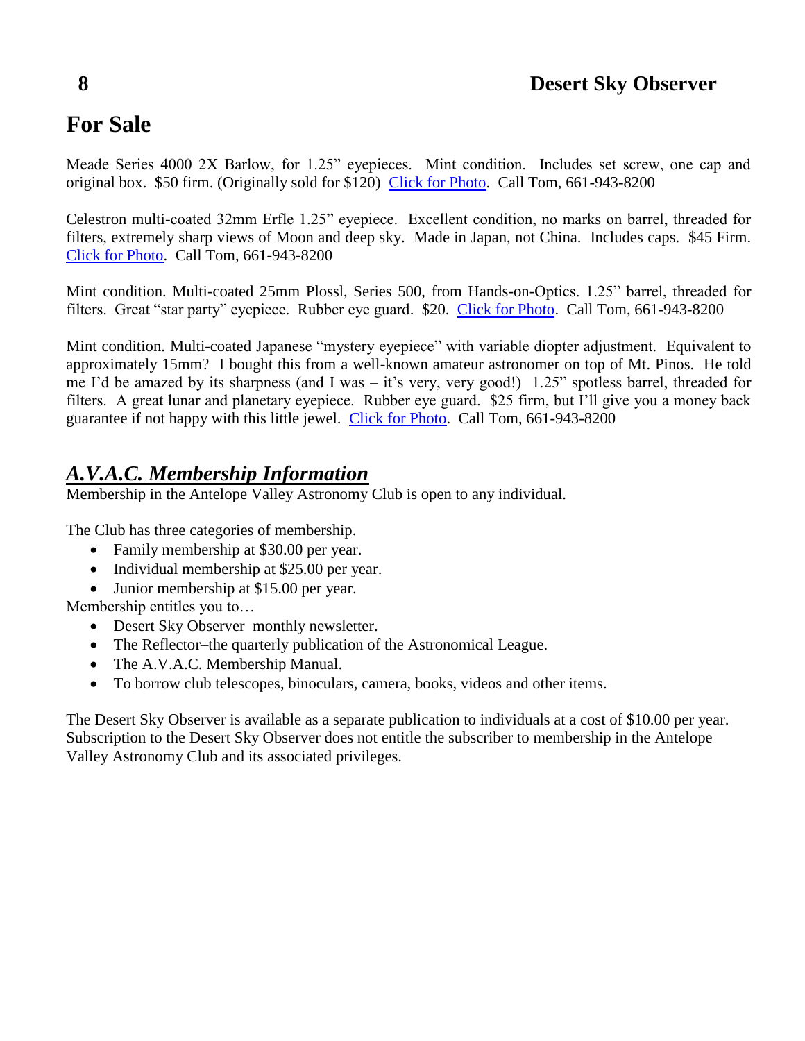# For Sale

Meade Series 4000 2X Barlow, for 1.25" eyepieces. Mint condition. Includes set screw, one cap and original box. $50 firm. (Originally sold for $120) Click for Photo. Call Tom, 661-943-8200

Celestron multi-coated 32mm Erfle 1.25" eyepiece. Excellent condition, no marks on barrel, threaded for filters, extremely sharp views of Moon and deep sky. Made in Japan, not China. Includes caps. $45 Firm. Click for Photo. Call Tom, 661-943-8200

Mint condition. Multi-coated 25mm Plossl, Series 500, from Hands-on-Optics. 1.25" barrel, threaded for filters. Great "star party" eyepiece. Rubber eye guard. $20. Click for Photo. Call Tom, 661-943-8200

Mint condition. Multi-coated Japanese "mystery eyepiece" with variable diopter adjustment. Equivalent to approximately 15mm? I bought this from a well-known amateur astronomer on top of Mt. Pinos. He told me I'd be amazed by its sharpness (and I was – it's very, very good!) 1.25" spotless barrel, threaded for filters. A great lunar and planetary eyepiece. Rubber eye guard. $25 firm, but I'll give you a money back guarantee if not happy with this little jewel. Click for Photo. Call Tom, 661-943-8200

## ***A.V.A.C. Membership Information***

Membership in the Antelope Valley Astronomy Club is open to any individual.

The Club has three categories of membership.

- Family membership at $30.00 per year.
- Individual membership at $25.00 per year.
- Junior membership at $15.00 per year.

Membership entitles you to…

- Desert Sky Observer–monthly newsletter.
- The Reflector–the quarterly publication of the Astronomical League.
- The A.V.A.C. Membership Manual.
- To borrow club telescopes, binoculars, camera, books, videos and other items.

The Desert Sky Observer is available as a separate publication to individuals at a cost of $10.00 per year. Subscription to the Desert Sky Observer does not entitle the subscriber to membership in the Antelope Valley Astronomy Club and its associated privileges.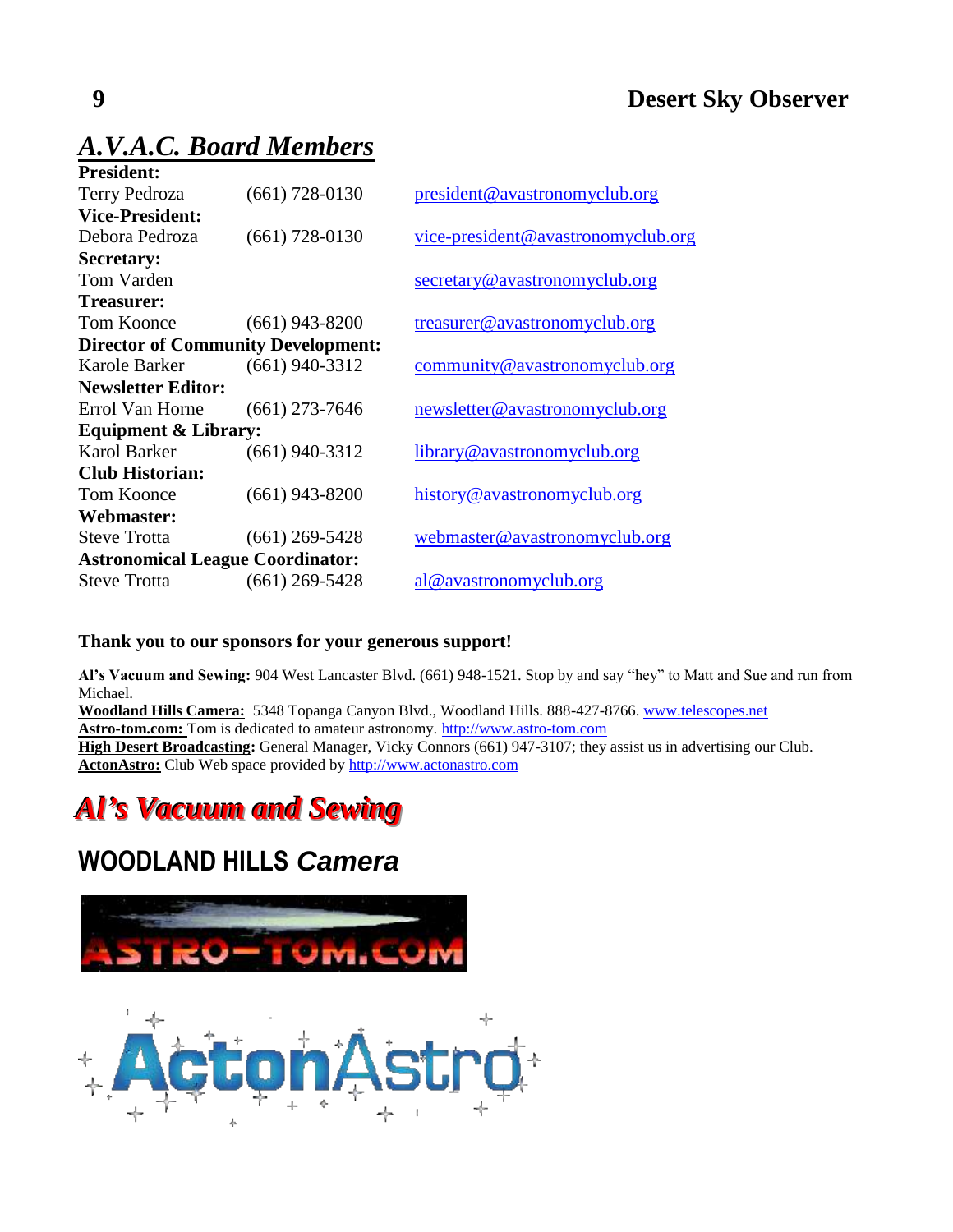## *A.V.A.C. Board Members*

| | | |
|---|---|---|
| **President:** | | |
| Terry Pedroza | (661) 728-0130 | president@avastronomyclub.org |
| **Vice-President:** | | |
| Debora Pedroza | (661) 728-0130 | vice-president@avastronomyclub.org |
| **Secretary:** | | |
| Tom Varden | | secretary@avastronomyclub.org |
| **Treasurer:** | | |
| Tom Koonce | (661) 943-8200 | treasurer@avastronomyclub.org |
| **Director of Community Development:** | | |
| Karole Barker | (661) 940-3312 | community@avastronomyclub.org |
| **Newsletter Editor:** | | |
| Errol Van Horne | (661) 273-7646 | newsletter@avastronomyclub.org |
| **Equipment & Library:** | | |
| Karol Barker | (661) 940-3312 | library@avastronomyclub.org |
| **Club Historian:** | | |
| Tom Koonce | (661) 943-8200 | history@avastronomyclub.org |
| **Webmaster:** | | |
| Steve Trotta | (661) 269-5428 | webmaster@avastronomyclub.org |
| **Astronomical League Coordinator:** | | |
| Steve Trotta | (661) 269-5428 | al@avastronomyclub.org |

**Thank you to our sponsors for your generous support!**

**Al's Vacuum and Sewing:** 904 West Lancaster Blvd. (661) 948-1521. Stop by and say "hey" to Matt and Sue and run from Michael.
**Woodland Hills Camera:** 5348 Topanga Canyon Blvd., Woodland Hills. 888-427-8766. www.telescopes.net
**Astro-tom.com:** Tom is dedicated to amateur astronomy. http://www.astro-tom.com
**High Desert Broadcasting:** General Manager, Vicky Connors (661) 947-3107; they assist us in advertising our Club.
**ActonAstro:** Club Web space provided by http://www.actonastro.com

# *Al's Vacuum and Sewing*

## WOODLAND HILLS *Camera*

ASTRO-TOM.COM

ActonAstro